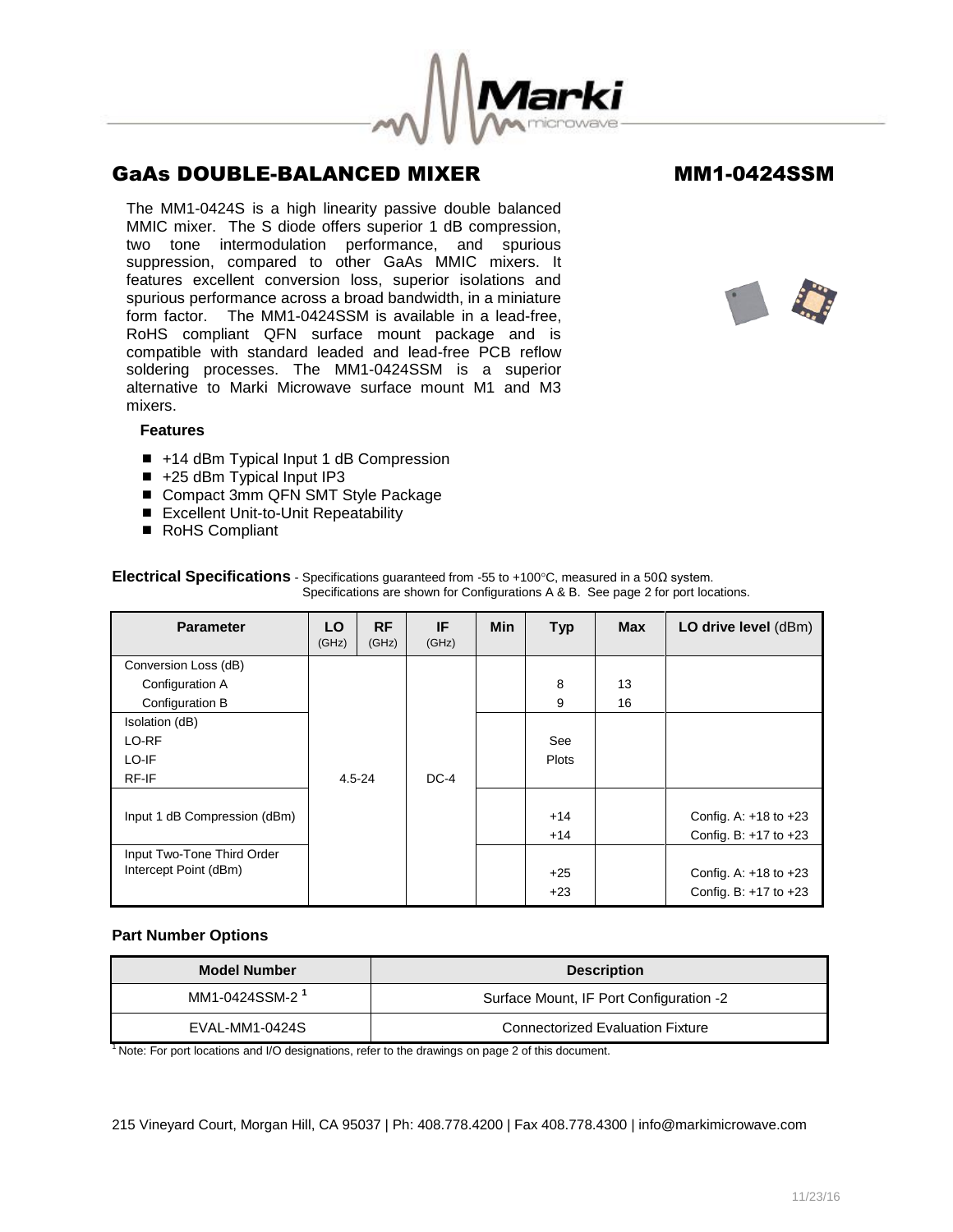# GaAs DOUBLE-BALANCED MIXER

## MM1-0424SSM

The MM1-0424S is a high linearity passive double balanced MMIC mixer. The S diode offers superior 1 dB compression, two tone intermodulation performance, and spurious suppression, compared to other GaAs MMIC mixers. It features excellent conversion loss, superior isolations and spurious performance across a broad bandwidth, in a miniature form factor. The MM1-0424SSM is available in a lead-free, RoHS compliant QFN surface mount package and is compatible with standard leaded and lead-free PCB reflow soldering processes. The MM1-0424SSM is a superior alternative to Marki Microwave surface mount M1 and M3 mixers.

### Features

- +14 dBm Typical Input 1 dB Compression
- +25 dBm Typical Input IP3
- Compact 3mm QFN SMT Style Package
- Excellent Unit-to-Unit Repeatability
- RoHS Compliant

**Electrical Specifications** - Specifications guaranteed from -55 to +100°C, measured in a 50Ω system. Specifications are shown for Configurations A & B. See page 2 for port locations.

| Parameter | LO (GHz) | RF (GHz) | IF (GHz) | Min | Typ | Max | LO drive level (dBm) |
|---|---|---|---|---|---|---|---|
| Conversion Loss (dB) | 4.5-24 | | DC-4 | | | | |
| Configuration A | | | | | 8 | 13 | |
| Configuration B | | | | | 9 | 16 | |
| Isolation (dB) | | | | | | | |
| LO-RF | | | | | See Plots | | |
| LO-IF | | | | | | | |
| RF-IF | | | | | | | |
| Input 1 dB Compression (dBm) | | | | | +14 | | Config. A: +18 to +23 |
| | | | | | +14 | | Config. B: +17 to +23 |
| Input Two-Tone Third Order Intercept Point (dBm) | | | | | +25 | | Config. A: +18 to +23 |
| | | | | | +23 | | Config. B: +17 to +23 |

### Part Number Options

| Model Number | Description |
|---|---|
| MM1-0424SSM-2 [1] | Surface Mount, IF Port Configuration -2 |
| EVAL-MM1-0424S | Connectorized Evaluation Fixture |

[1] Note: For port locations and I/O designations, refer to the drawings on page 2 of this document.

215 Vineyard Court, Morgan Hill, CA 95037 | Ph: 408.778.4200 | Fax 408.778.4300 | info@markimicrowave.com

11/23/16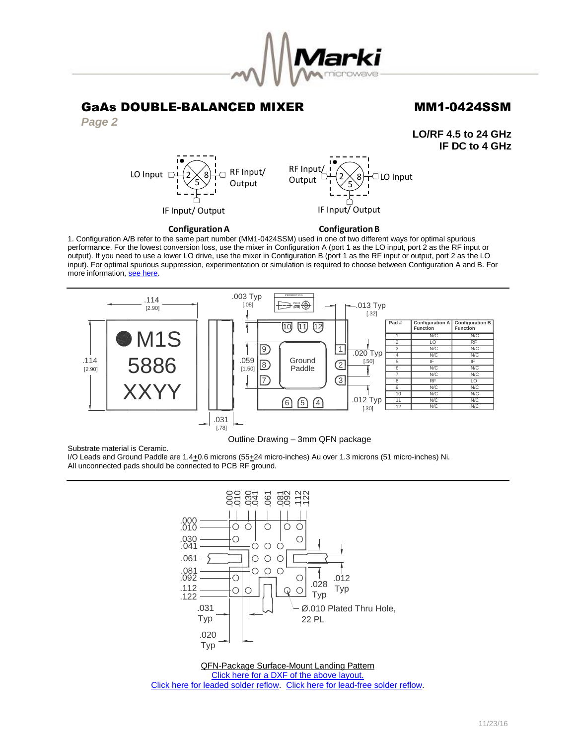# GaAs DOUBLE-BALANCED MIXER

# MM1-0424SSM

*Page 2*

**LO/RF 4.5 to 24 GHz**
**IF DC to 4 GHz**

LO Input, RF Input/ Output, IF Input/ Output

**Configuration A**

RF Input/ Output, LO Input, IF Input/ Output

**Configuration B**

1. Configuration A/B refer to the same part number (MM1-0424SSM) used in one of two different ways for optimal spurious performance. For the lowest conversion loss, use the mixer in Configuration A (port 1 as the LO input, port 2 as the RF input or output). If you need to use a lower LO drive, use the mixer in Configuration B (port 1 as the RF input or output, port 2 as the LO input). For optimal spurious suppression, experimentation or simulation is required to choose between Configuration A and B. For more information, see here.

| Pad # | Configuration A Function | Configuration B Function |
|---|---|---|
| 1 | N/C | N/C |
| 2 | LO | RF |
| 3 | N/C | N/C |
| 4 | N/C | N/C |
| 5 | IF | IF |
| 6 | N/C | N/C |
| 7 | N/C | N/C |
| 8 | RF | LO |
| 9 | N/C | N/C |
| 10 | N/C | N/C |
| 11 | N/C | N/C |
| 12 | N/C | N/C |

Outline Drawing – 3mm QFN package

Substrate material is Ceramic.
I/O Leads and Ground Paddle are 1.4±0.6 microns (55±24 micro-inches) Au over 1.3 microns (51 micro-inches) Ni.
All unconnected pads should be connected to PCB RF ground.

Ø.010 Plated Thru Hole, 22 PL

QFN-Package Surface-Mount Landing Pattern
Click here for a DXF of the above layout.
Click here for leaded solder reflow. Click here for lead-free solder reflow.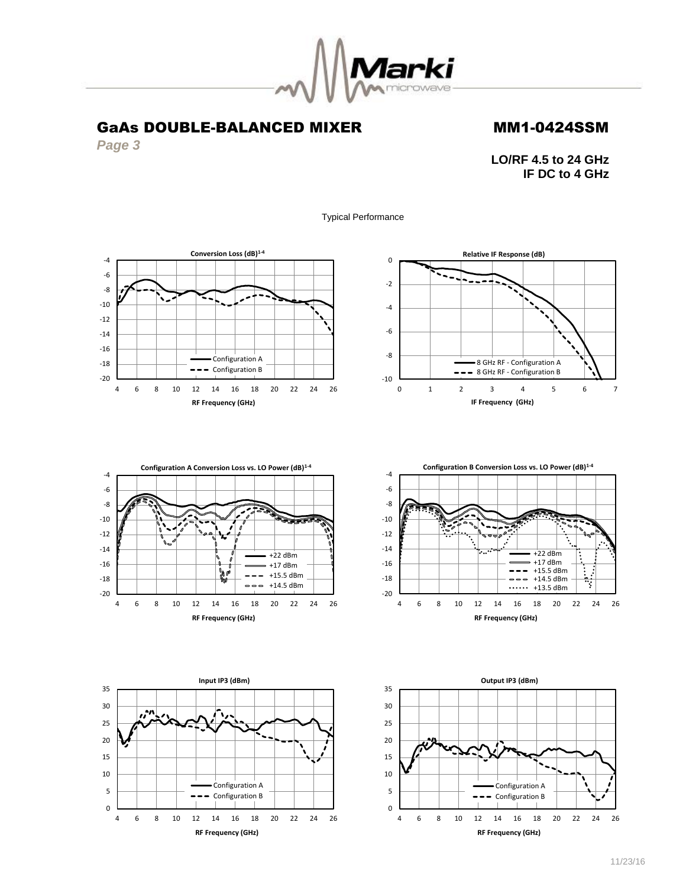# GaAs DOUBLE-BALANCED MIXER

# MM1-0424SSM

*Page 3*

**LO/RF 4.5 to 24 GHz**
**IF DC to 4 GHz**

Typical Performance

**Conversion Loss (dB)[1-4]**

Configuration A
Configuration B

RF Frequency (GHz)

**Relative IF Response (dB)**

8 GHz RF - Configuration A
8 GHz RF - Configuration B

IF Frequency (GHz)

**Configuration A Conversion Loss vs. LO Power (dB)[1-4]**

+22 dBm
+17 dBm
+15.5 dBm
+14.5 dBm

RF Frequency (GHz)

**Configuration B Conversion Loss vs. LO Power (dB)[1-4]**

+22 dBm
+17 dBm
+15.5 dBm
+14.5 dBm
+13.5 dBm

RF Frequency (GHz)

**Input IP3 (dBm)**

Configuration A
Configuration B

RF Frequency (GHz)

**Output IP3 (dBm)**

Configuration A
Configuration B

RF Frequency (GHz)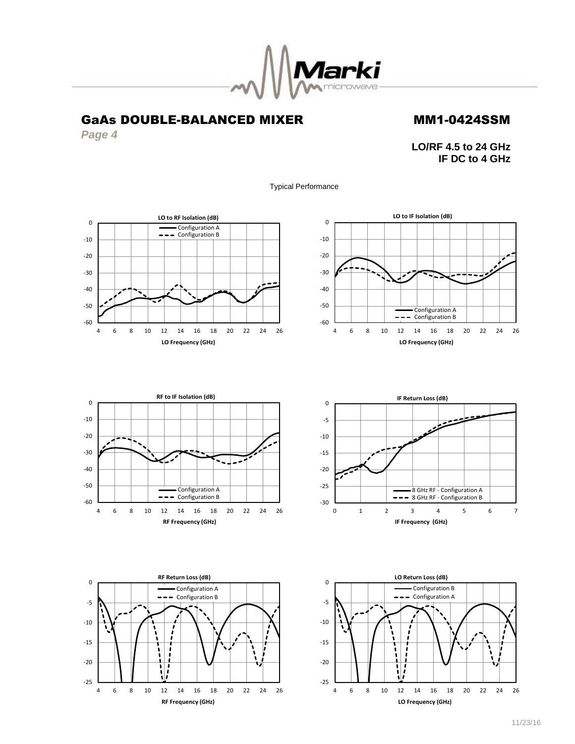# GaAs DOUBLE-BALANCED MIXER

# MM1-0424SSM

*Page 4*

**LO/RF 4.5 to 24 GHz**
**IF DC to 4 GHz**

Typical Performance

**LO to RF Isolation (dB)**

Configuration A
Configuration B

LO Frequency (GHz)

**LO to IF Isolation (dB)**

Configuration A
Configuration B

LO Frequency (GHz)

**RF to IF Isolation (dB)**

Configuration A
Configuration B

RF Frequency (GHz)

**IF Return Loss (dB)**

8 GHz RF - Configuration A
8 GHz RF - Configuration B

IF Frequency (GHz)

**RF Return Loss (dB)**

Configuration A
Configuration B

RF Frequency (GHz)

**LO Return Loss (dB)**

Configuration B
Configuration A

LO Frequency (GHz)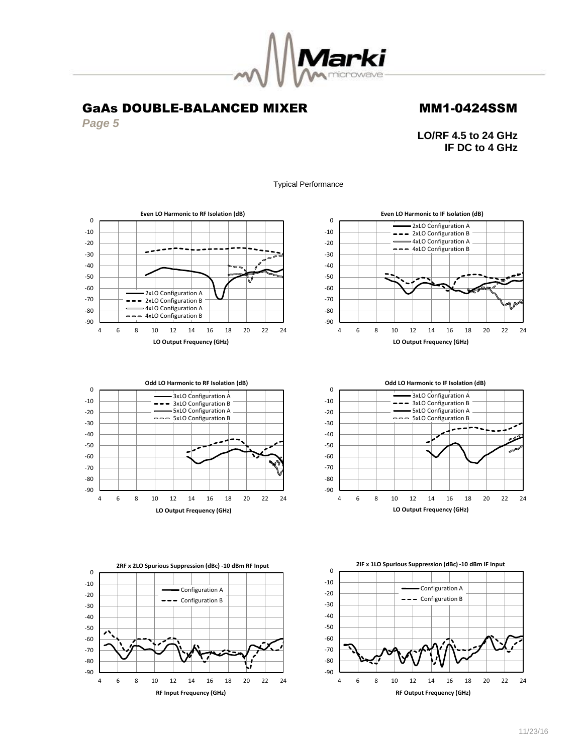# GaAs DOUBLE-BALANCED MIXER

# MM1-0424SSM

**LO/RF 4.5 to 24 GHz**
**IF DC to 4 GHz**

Typical Performance

**Even LO Harmonic to RF Isolation (dB)**

2xLO Configuration A
2xLO Configuration B
4xLO Configuration A
4xLO Configuration B

LO Output Frequency (GHz)

**Even LO Harmonic to IF Isolation (dB)**

2xLO Configuration A
2xLO Configuration B
4xLO Configuration A
4xLO Configuration B

LO Output Frequency (GHz)

**Odd LO Harmonic to RF Isolation (dB)**

3xLO Configuration A
3xLO Configuration B
5xLO Configuration A
5xLO Configuration B

LO Output Frequency (GHz)

**Odd LO Harmonic to IF Isolation (dB)**

3xLO Configuration A
3xLO Configuration B
5xLO Configuration A
5xLO Configuration B

LO Output Frequency (GHz)

**2RF x 2LO Spurious Suppression (dBc) -10 dBm RF Input**

Configuration A
Configuration B

RF Input Frequency (GHz)

**2IF x 1LO Spurious Suppression (dBc) -10 dBm IF Input**

Configuration A
Configuration B

RF Output Frequency (GHz)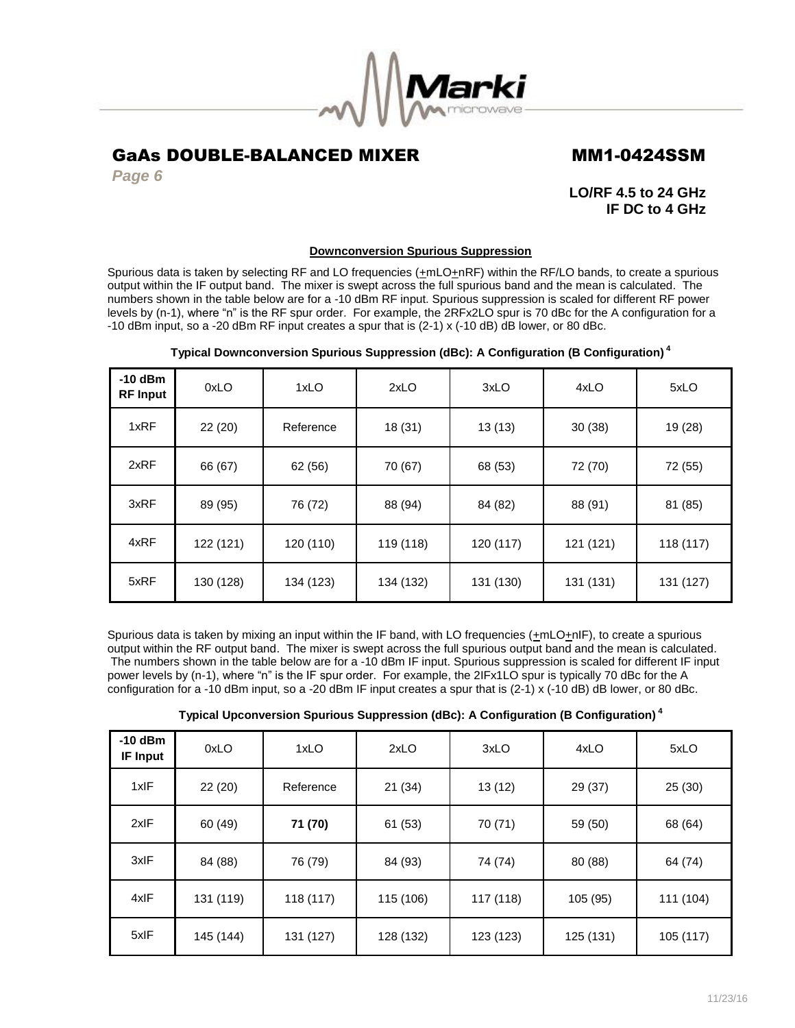# GaAs DOUBLE-BALANCED MIXER

# MM1-0424SSM

*Page 6*

**LO/RF 4.5 to 24 GHz**
**IF DC to 4 GHz**

**Downconversion Spurious Suppression**

Spurious data is taken by selecting RF and LO frequencies (±mLO±nRF) within the RF/LO bands, to create a spurious output within the IF output band. The mixer is swept across the full spurious band and the mean is calculated. The numbers shown in the table below are for a -10 dBm RF input. Spurious suppression is scaled for different RF power levels by (n-1), where "n" is the RF spur order. For example, the 2RFx2LO spur is 70 dBc for the A configuration for a -10 dBm input, so a -20 dBm RF input creates a spur that is (2-1) x (-10 dB) dB lower, or 80 dBc.

**Typical Downconversion Spurious Suppression (dBc): A Configuration (B Configuration)[4]**

| -10 dBm RF Input | 0xLO | 1xLO | 2xLO | 3xLO | 4xLO | 5xLO |
|---|---|---|---|---|---|---|
| 1xRF | 22 (20) | Reference | 18 (31) | 13 (13) | 30 (38) | 19 (28) |
| 2xRF | 66 (67) | 62 (56) | 70 (67) | 68 (53) | 72 (70) | 72 (55) |
| 3xRF | 89 (95) | 76 (72) | 88 (94) | 84 (82) | 88 (91) | 81 (85) |
| 4xRF | 122 (121) | 120 (110) | 119 (118) | 120 (117) | 121 (121) | 118 (117) |
| 5xRF | 130 (128) | 134 (123) | 134 (132) | 131 (130) | 131 (131) | 131 (127) |

Spurious data is taken by mixing an input within the IF band, with LO frequencies (±mLO±nIF), to create a spurious output within the RF output band. The mixer is swept across the full spurious output band and the mean is calculated. The numbers shown in the table below are for a -10 dBm IF input. Spurious suppression is scaled for different IF input power levels by (n-1), where "n" is the IF spur order. For example, the 2IFx1LO spur is typically 70 dBc for the A configuration for a -10 dBm input, so a -20 dBm IF input creates a spur that is (2-1) x (-10 dB) dB lower, or 80 dBc.

**Typical Upconversion Spurious Suppression (dBc): A Configuration (B Configuration)[4]**

| -10 dBm IF Input | 0xLO | 1xLO | 2xLO | 3xLO | 4xLO | 5xLO |
|---|---|---|---|---|---|---|
| 1xIF | 22 (20) | Reference | 21 (34) | 13 (12) | 29 (37) | 25 (30) |
| 2xIF | 60 (49) | **71 (70)** | 61 (53) | 70 (71) | 59 (50) | 68 (64) |
| 3xIF | 84 (88) | 76 (79) | 84 (93) | 74 (74) | 80 (88) | 64 (74) |
| 4xIF | 131 (119) | 118 (117) | 115 (106) | 117 (118) | 105 (95) | 111 (104) |
| 5xIF | 145 (144) | 131 (127) | 128 (132) | 123 (123) | 125 (131) | 105 (117) |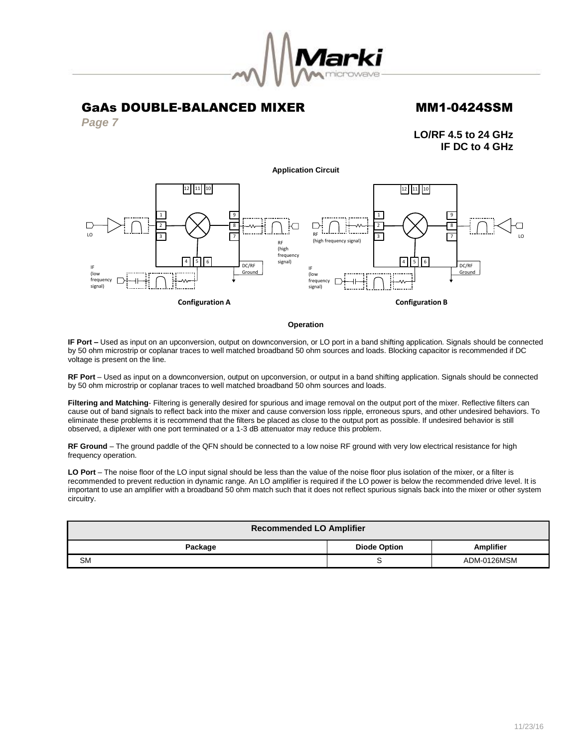# GaAs DOUBLE-BALANCED MIXER

# MM1-0424SSM

*Page 7*

**LO/RF 4.5 to 24 GHz**
**IF DC to 4 GHz**

**Application Circuit**

Configuration A

Configuration B

**Operation**

**IF Port –** Used as input on an upconversion, output on downconversion, or LO port in a band shifting application. Signals should be connected by 50 ohm microstrip or coplanar traces to well matched broadband 50 ohm sources and loads. Blocking capacitor is recommended if DC voltage is present on the line.

**RF Port** – Used as input on a downconversion, output on upconversion, or output in a band shifting application. Signals should be connected by 50 ohm microstrip or coplanar traces to well matched broadband 50 ohm sources and loads.

**Filtering and Matching**- Filtering is generally desired for spurious and image removal on the output port of the mixer. Reflective filters can cause out of band signals to reflect back into the mixer and cause conversion loss ripple, erroneous spurs, and other undesired behaviors. To eliminate these problems it is recommend that the filters be placed as close to the output port as possible. If undesired behavior is still observed, a diplexer with one port terminated or a 1-3 dB attenuator may reduce this problem.

**RF Ground** – The ground paddle of the QFN should be connected to a low noise RF ground with very low electrical resistance for high frequency operation.

**LO Port** – The noise floor of the LO input signal should be less than the value of the noise floor plus isolation of the mixer, or a filter is recommended to prevent reduction in dynamic range. An LO amplifier is required if the LO power is below the recommended drive level. It is important to use an amplifier with a broadband 50 ohm match such that it does not reflect spurious signals back into the mixer or other system circuitry.

| Recommended LO Amplifier | | |
|---|---|---|
| **Package** | **Diode Option** | **Amplifier** |
| SM | S | ADM-0126MSM |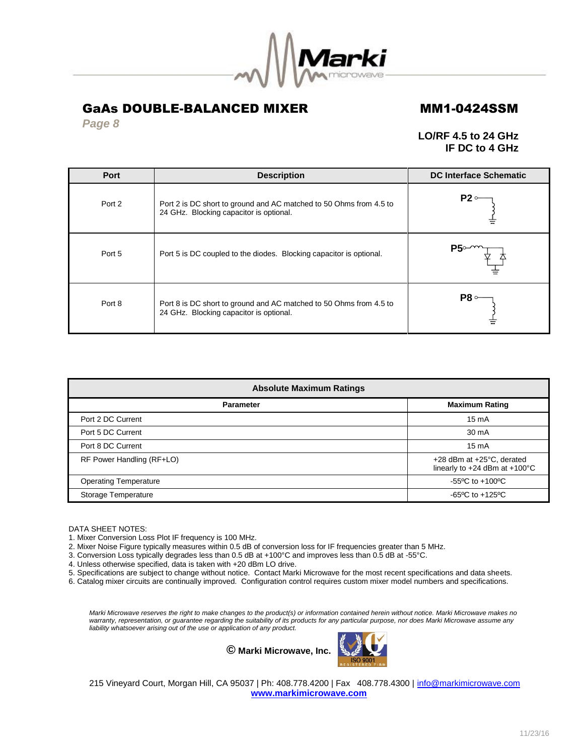# GaAs DOUBLE-BALANCED MIXER

## MM1-0424SSM

**LO/RF 4.5 to 24 GHz**
**IF DC to 4 GHz**

| Port | Description | DC Interface Schematic |
|---|---|---|
| Port 2 | Port 2 is DC short to ground and AC matched to 50 Ohms from 4.5 to 24 GHz. Blocking capacitor is optional. | P2 |
| Port 5 | Port 5 is DC coupled to the diodes. Blocking capacitor is optional. | P5 |
| Port 8 | Port 8 is DC short to ground and AC matched to 50 Ohms from 4.5 to 24 GHz. Blocking capacitor is optional. | P8 |

| Absolute Maximum Ratings | |
|---|---|
| **Parameter** | **Maximum Rating** |
| Port 2 DC Current | 15 mA |
| Port 5 DC Current | 30 mA |
| Port 8 DC Current | 15 mA |
| RF Power Handling (RF+LO) | +28 dBm at +25°C, derated linearly to +24 dBm at +100°C |
| Operating Temperature | -55ºC to +100ºC |
| Storage Temperature | -65ºC to +125ºC |

DATA SHEET NOTES:

1. Mixer Conversion Loss Plot IF frequency is 100 MHz.
2. Mixer Noise Figure typically measures within 0.5 dB of conversion loss for IF frequencies greater than 5 MHz.
3. Conversion Loss typically degrades less than 0.5 dB at +100°C and improves less than 0.5 dB at -55°C.
4. Unless otherwise specified, data is taken with +20 dBm LO drive.
5. Specifications are subject to change without notice. Contact Marki Microwave for the most recent specifications and data sheets.
6. Catalog mixer circuits are continually improved. Configuration control requires custom mixer model numbers and specifications.

*Marki Microwave reserves the right to make changes to the product(s) or information contained herein without notice. Marki Microwave makes no warranty, representation, or guarantee regarding the suitability of its products for any particular purpose, nor does Marki Microwave assume any liability whatsoever arising out of the use or application of any product.*

**© Marki Microwave, Inc.**

215 Vineyard Court, Morgan Hill, CA 95037 | Ph: 408.778.4200 | Fax 408.778.4300 | info@markimicrowave.com
**www.markimicrowave.com**

11/23/16